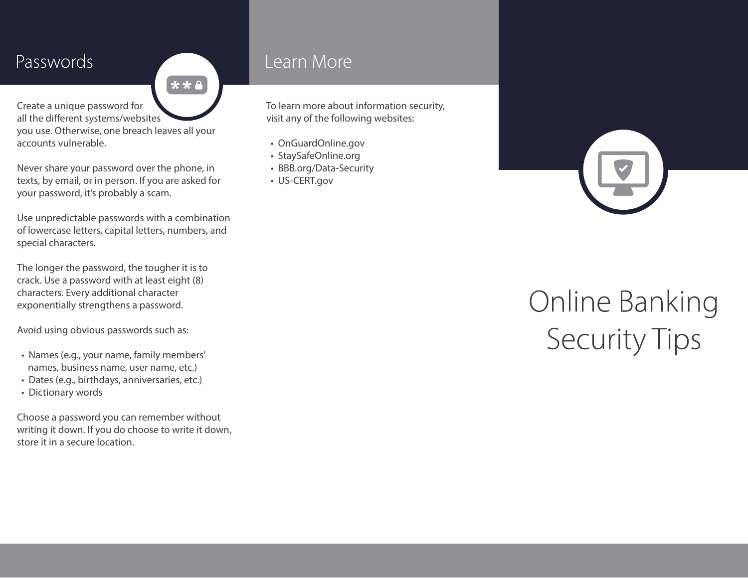## Passwords

Create a unique password for all the different systems/websites you use. Otherwise, one breach leaves all your accounts vulnerable.

Never share your password over the phone, in texts, by email, or in person. If you are asked for your password, it's probably a scam.

Use unpredictable passwords with a combination of lowercase letters, capital letters, numbers, and special characters.

The longer the password, the tougher it is to crack. Use a password with at least eight (8) characters. Every additional character exponentially strengthens a password.

Avoid using obvious passwords such as:

- Names (e.g., your name, family members' names, business name, user name, etc.)
- Dates (e.g., birthdays, anniversaries, etc.)
- Dictionary words

Choose a password you can remember without writing it down. If you do choose to write it down, store it in a secure location.

## Learn More

To learn more about information security, visit any of the following websites:

- OnGuardOnline.gov
- StaySafeOnline.org
- BBB.org/Data-Security
- US-CERT.gov

# Online Banking Security Tips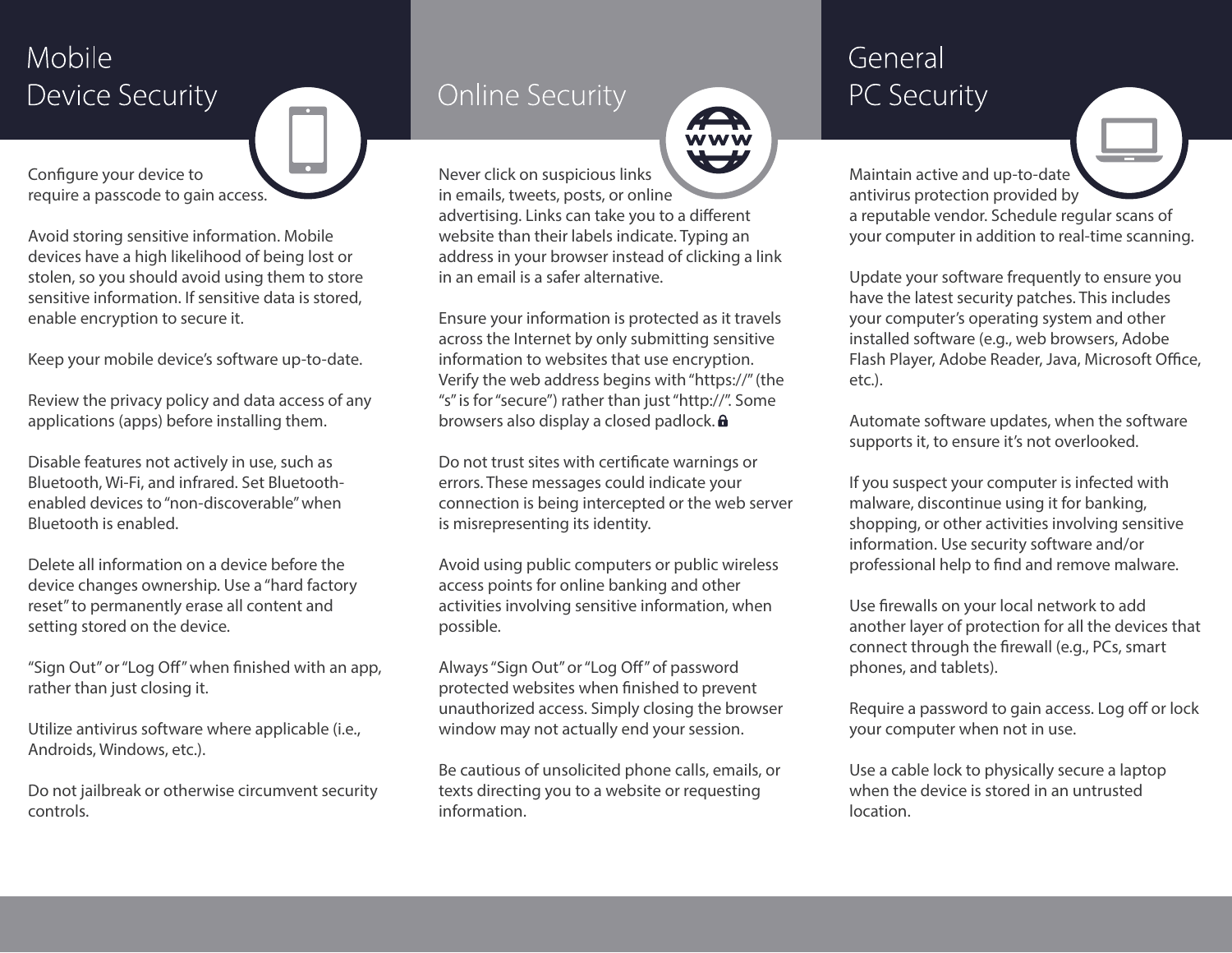# Mobile Device Security

Configure your device to require a passcode to gain access.

Avoid storing sensitive information. Mobile devices have a high likelihood of being lost or stolen, so you should avoid using them to store sensitive information. If sensitive data is stored, enable encryption to secure it.

Keep your mobile device's software up-to-date.

Review the privacy policy and data access of any applications (apps) before installing them.

Disable features not actively in use, such as Bluetooth, Wi-Fi, and infrared. Set Bluetooth-enabled devices to "non-discoverable" when Bluetooth is enabled.

Delete all information on a device before the device changes ownership. Use a "hard factory reset" to permanently erase all content and setting stored on the device.

"Sign Out" or "Log Off" when finished with an app, rather than just closing it.

Utilize antivirus software where applicable (i.e., Androids, Windows, etc.).

Do not jailbreak or otherwise circumvent security controls.

# Online Security

Never click on suspicious links in emails, tweets, posts, or online advertising. Links can take you to a different website than their labels indicate. Typing an address in your browser instead of clicking a link in an email is a safer alternative.

Ensure your information is protected as it travels across the Internet by only submitting sensitive information to websites that use encryption. Verify the web address begins with "https://" (the "s" is for "secure") rather than just "http://". Some browsers also display a closed padlock.

Do not trust sites with certificate warnings or errors. These messages could indicate your connection is being intercepted or the web server is misrepresenting its identity.

Avoid using public computers or public wireless access points for online banking and other activities involving sensitive information, when possible.

Always "Sign Out" or "Log Off" of password protected websites when finished to prevent unauthorized access. Simply closing the browser window may not actually end your session.

Be cautious of unsolicited phone calls, emails, or texts directing you to a website or requesting information.

# General PC Security

Maintain active and up-to-date antivirus protection provided by a reputable vendor. Schedule regular scans of your computer in addition to real-time scanning.

Update your software frequently to ensure you have the latest security patches. This includes your computer's operating system and other installed software (e.g., web browsers, Adobe Flash Player, Adobe Reader, Java, Microsoft Office, etc.).

Automate software updates, when the software supports it, to ensure it's not overlooked.

If you suspect your computer is infected with malware, discontinue using it for banking, shopping, or other activities involving sensitive information. Use security software and/or professional help to find and remove malware.

Use firewalls on your local network to add another layer of protection for all the devices that connect through the firewall (e.g., PCs, smart phones, and tablets).

Require a password to gain access. Log off or lock your computer when not in use.

Use a cable lock to physically secure a laptop when the device is stored in an untrusted location.